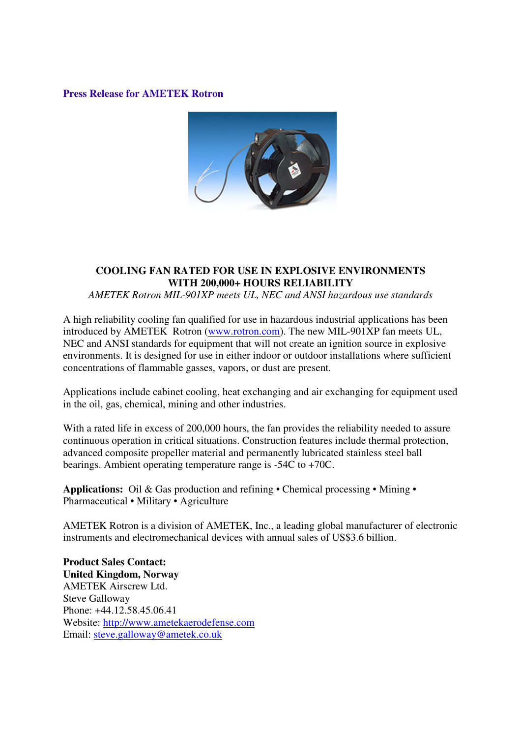**Press Release for AMETEK Rotron**

## COOLING FAN RATED FOR USE IN EXPLOSIVE ENVIRONMENTS WITH 200,000+ HOURS RELIABILITY

*AMETEK Rotron MIL-901XP meets UL, NEC and ANSI hazardous use standards*

A high reliability cooling fan qualified for use in hazardous industrial applications has been introduced by AMETEK Rotron (www.rotron.com). The new MIL-901XP fan meets UL, NEC and ANSI standards for equipment that will not create an ignition source in explosive environments. It is designed for use in either indoor or outdoor installations where sufficient concentrations of flammable gasses, vapors, or dust are present.

Applications include cabinet cooling, heat exchanging and air exchanging for equipment used in the oil, gas, chemical, mining and other industries.

With a rated life in excess of 200,000 hours, the fan provides the reliability needed to assure continuous operation in critical situations. Construction features include thermal protection, advanced composite propeller material and permanently lubricated stainless steel ball bearings. Ambient operating temperature range is -54C to +70C.

**Applications:** Oil & Gas production and refining • Chemical processing • Mining • Pharmaceutical • Military • Agriculture

AMETEK Rotron is a division of AMETEK, Inc., a leading global manufacturer of electronic instruments and electromechanical devices with annual sales of US$3.6 billion.

**Product Sales Contact:**
**United Kingdom, Norway**
AMETEK Airscrew Ltd.
Steve Galloway
Phone: +44.12.58.45.06.41
Website: http://www.ametekaerodefense.com
Email: steve.galloway@ametek.co.uk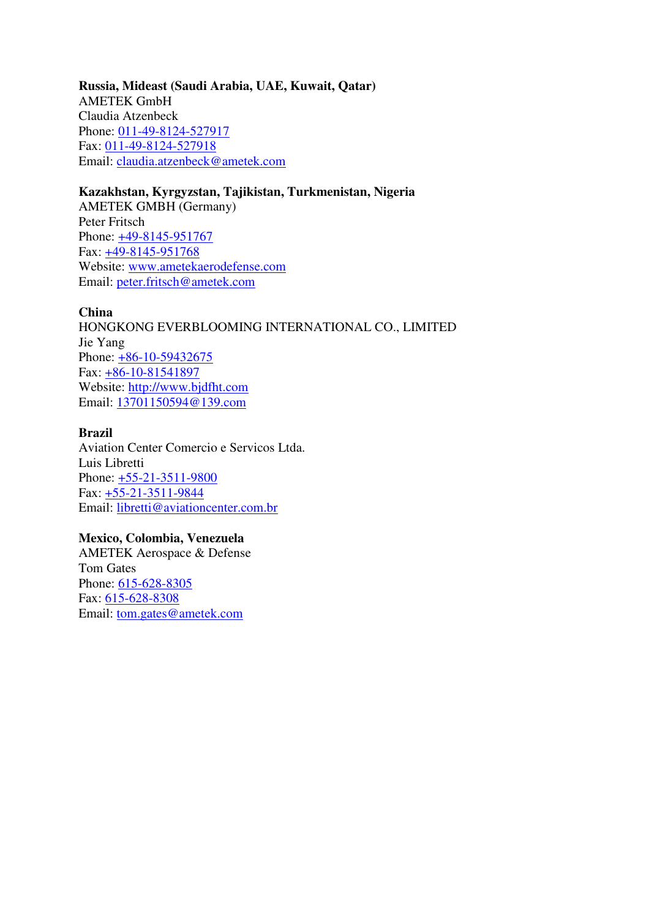**Russia, Mideast (Saudi Arabia, UAE, Kuwait, Qatar)**
AMETEK GmbH
Claudia Atzenbeck
Phone: 011-49-8124-527917
Fax: 011-49-8124-527918
Email: claudia.atzenbeck@ametek.com

**Kazakhstan, Kyrgyzstan, Tajikistan, Turkmenistan, Nigeria**
AMETEK GMBH (Germany)
Peter Fritsch
Phone: +49-8145-951767
Fax: +49-8145-951768
Website: www.ametekaerodefense.com
Email: peter.fritsch@ametek.com

**China**
HONGKONG EVERBLOOMING INTERNATIONAL CO., LIMITED
Jie Yang
Phone: +86-10-59432675
Fax: +86-10-81541897
Website: http://www.bjdfht.com
Email: 13701150594@139.com

**Brazil**
Aviation Center Comercio e Servicos Ltda.
Luis Libretti
Phone: +55-21-3511-9800
Fax: +55-21-3511-9844
Email: libretti@aviationcenter.com.br

**Mexico, Colombia, Venezuela**
AMETEK Aerospace & Defense
Tom Gates
Phone: 615-628-8305
Fax: 615-628-8308
Email: tom.gates@ametek.com